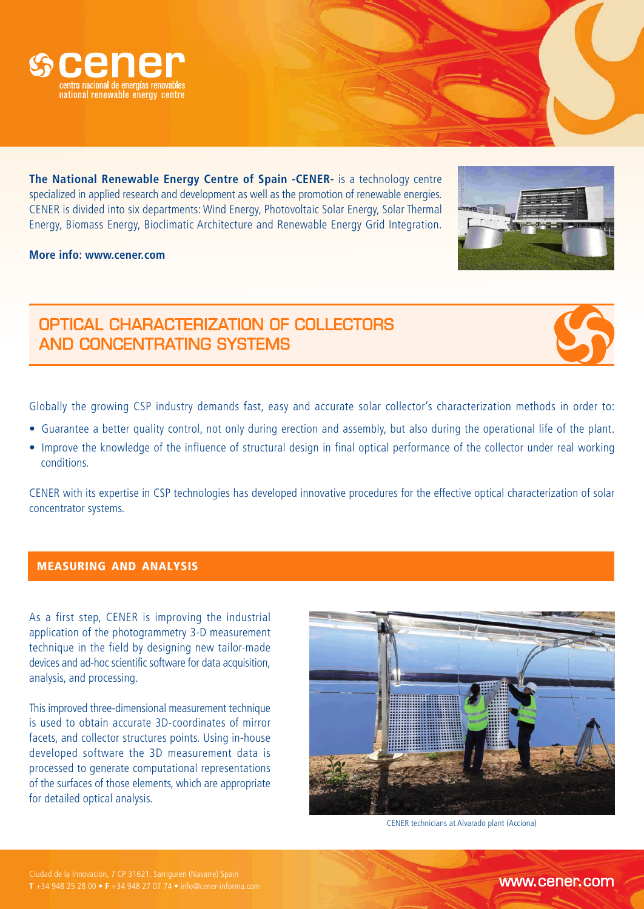cener

centro nacional de energías renovables
national renewable energy centre

**The National Renewable Energy Centre of Spain -CENER-** is a technology centre specialized in applied research and development as well as the promotion of renewable energies. CENER is divided into six departments: Wind Energy, Photovoltaic Solar Energy, Solar Thermal Energy, Biomass Energy, Bioclimatic Architecture and Renewable Energy Grid Integration.

**More info: www.cener.com**

# OPTICAL CHARACTERIZATION OF COLLECTORS AND CONCENTRATING SYSTEMS

Globally the growing CSP industry demands fast, easy and accurate solar collector's characterization methods in order to:

- Guarantee a better quality control, not only during erection and assembly, but also during the operational life of the plant.
- Improve the knowledge of the influence of structural design in final optical performance of the collector under real working conditions.

CENER with its expertise in CSP technologies has developed innovative procedures for the effective optical characterization of solar concentrator systems.

## MEASURING AND ANALYSIS

As a first step, CENER is improving the industrial application of the photogrammetry 3-D measurement technique in the field by designing new tailor-made devices and ad-hoc scientific software for data acquisition, analysis, and processing.

This improved three-dimensional measurement technique is used to obtain accurate 3D-coordinates of mirror facets, and collector structures points. Using in-house developed software the 3D measurement data is processed to generate computational representations of the surfaces of those elements, which are appropriate for detailed optical analysis.

CENER technicians at Alvarado plant (Acciona)

Ciudad de la Innovación, 7 CP 31621. Sarriguren (Navarre) Spain
**T** +34 948 25 28 00 • **F** +34 948 27 07 74 • info@cener-informa.com

www.cener.com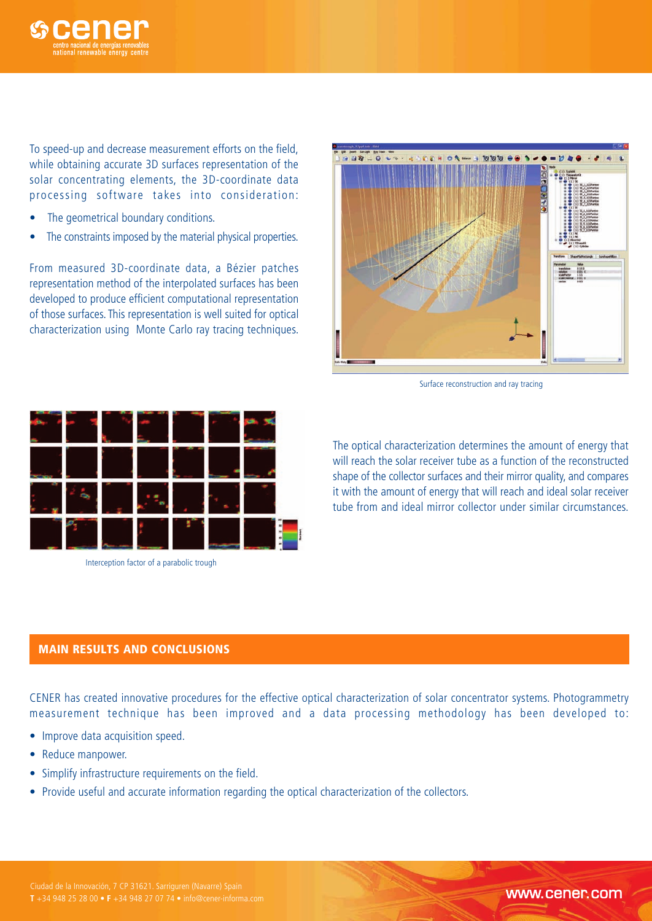To speed-up and decrease measurement efforts on the field, while obtaining accurate 3D surfaces representation of the solar concentrating elements, the 3D-coordinate data processing software takes into consideration:

- The geometrical boundary conditions.
- The constraints imposed by the material physical properties.

From measured 3D-coordinate data, a Bézier patches representation method of the interpolated surfaces has been developed to produce efficient computational representation of those surfaces. This representation is well suited for optical characterization using Monte Carlo ray tracing techniques.

Surface reconstruction and ray tracing

The optical characterization determines the amount of energy that will reach the solar receiver tube as a function of the reconstructed shape of the collector surfaces and their mirror quality, and compares it with the amount of energy that will reach and ideal solar receiver tube from and ideal mirror collector under similar circumstances.

Interception factor of a parabolic trough

## MAIN RESULTS AND CONCLUSIONS

CENER has created innovative procedures for the effective optical characterization of solar concentrator systems. Photogrammetry measurement technique has been improved and a data processing methodology has been developed to:

- Improve data acquisition speed.
- Reduce manpower.
- Simplify infrastructure requirements on the field.
- Provide useful and accurate information regarding the optical characterization of the collectors.

Ciudad de la Innovación, 7 CP 31621. Sarriguren (Navarre) Spain
**T** +34 948 25 28 00 • **F** +34 948 27 07 74 • info@cener-informa.com

www.cener.com